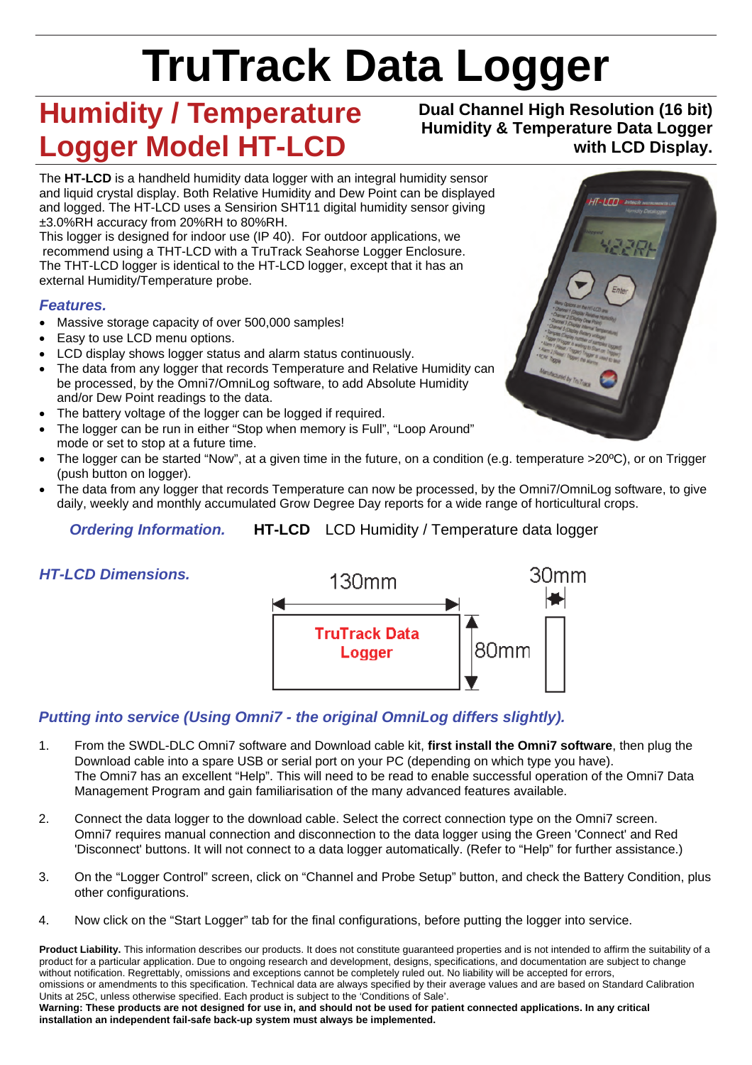# TruTrack Data Logger

## Humidity / Temperature Logger Model HT-LCD

**Dual Channel High Resolution (16 bit) Humidity & Temperature Data Logger with LCD Display.**

The **HT-LCD** is a handheld humidity data logger with an integral humidity sensor and liquid crystal display. Both Relative Humidity and Dew Point can be displayed and logged. The HT-LCD uses a Sensirion SHT11 digital humidity sensor giving ±3.0%RH accuracy from 20%RH to 80%RH.
This logger is designed for indoor use (IP 40). For outdoor applications, we recommend using a THT-LCD with a TruTrack Seahorse Logger Enclosure. The THT-LCD logger is identical to the HT-LCD logger, except that it has an external Humidity/Temperature probe.

### *Features.*

- Massive storage capacity of over 500,000 samples!
- Easy to use LCD menu options.
- LCD display shows logger status and alarm status continuously.
- The data from any logger that records Temperature and Relative Humidity can be processed, by the Omni7/OmniLog software, to add Absolute Humidity and/or Dew Point readings to the data.
- The battery voltage of the logger can be logged if required.
- The logger can be run in either "Stop when memory is Full", "Loop Around" mode or set to stop at a future time.
- The logger can be started "Now", at a given time in the future, on a condition (e.g. temperature >20ºC), or on Trigger (push button on logger).
- The data from any logger that records Temperature can now be processed, by the Omni7/OmniLog software, to give daily, weekly and monthly accumulated Grow Degree Day reports for a wide range of horticultural crops.

*Ordering Information.* **HT-LCD** LCD Humidity / Temperature data logger

### *HT-LCD Dimensions.*

130mm × 80mm × 30mm

### *Putting into service (Using Omni7 - the original OmniLog differs slightly).*

1. From the SWDL-DLC Omni7 software and Download cable kit, **first install the Omni7 software**, then plug the Download cable into a spare USB or serial port on your PC (depending on which type you have).
   The Omni7 has an excellent "Help". This will need to be read to enable successful operation of the Omni7 Data Management Program and gain familiarisation of the many advanced features available.

2. Connect the data logger to the download cable. Select the correct connection type on the Omni7 screen. Omni7 requires manual connection and disconnection to the data logger using the Green 'Connect' and Red 'Disconnect' buttons. It will not connect to a data logger automatically. (Refer to "Help" for further assistance.)

3. On the "Logger Control" screen, click on "Channel and Probe Setup" button, and check the Battery Condition, plus other configurations.

4. Now click on the "Start Logger" tab for the final configurations, before putting the logger into service.

**Product Liability.** This information describes our products. It does not constitute guaranteed properties and is not intended to affirm the suitability of a product for a particular application. Due to ongoing research and development, designs, specifications, and documentation are subject to change without notification. Regrettably, omissions and exceptions cannot be completely ruled out. No liability will be accepted for errors, omissions or amendments to this specification. Technical data are always specified by their average values and are based on Standard Calibration Units at 25C, unless otherwise specified. Each product is subject to the 'Conditions of Sale'.
**Warning: These products are not designed for use in, and should not be used for patient connected applications. In any critical installation an independent fail-safe back-up system must always be implemented.**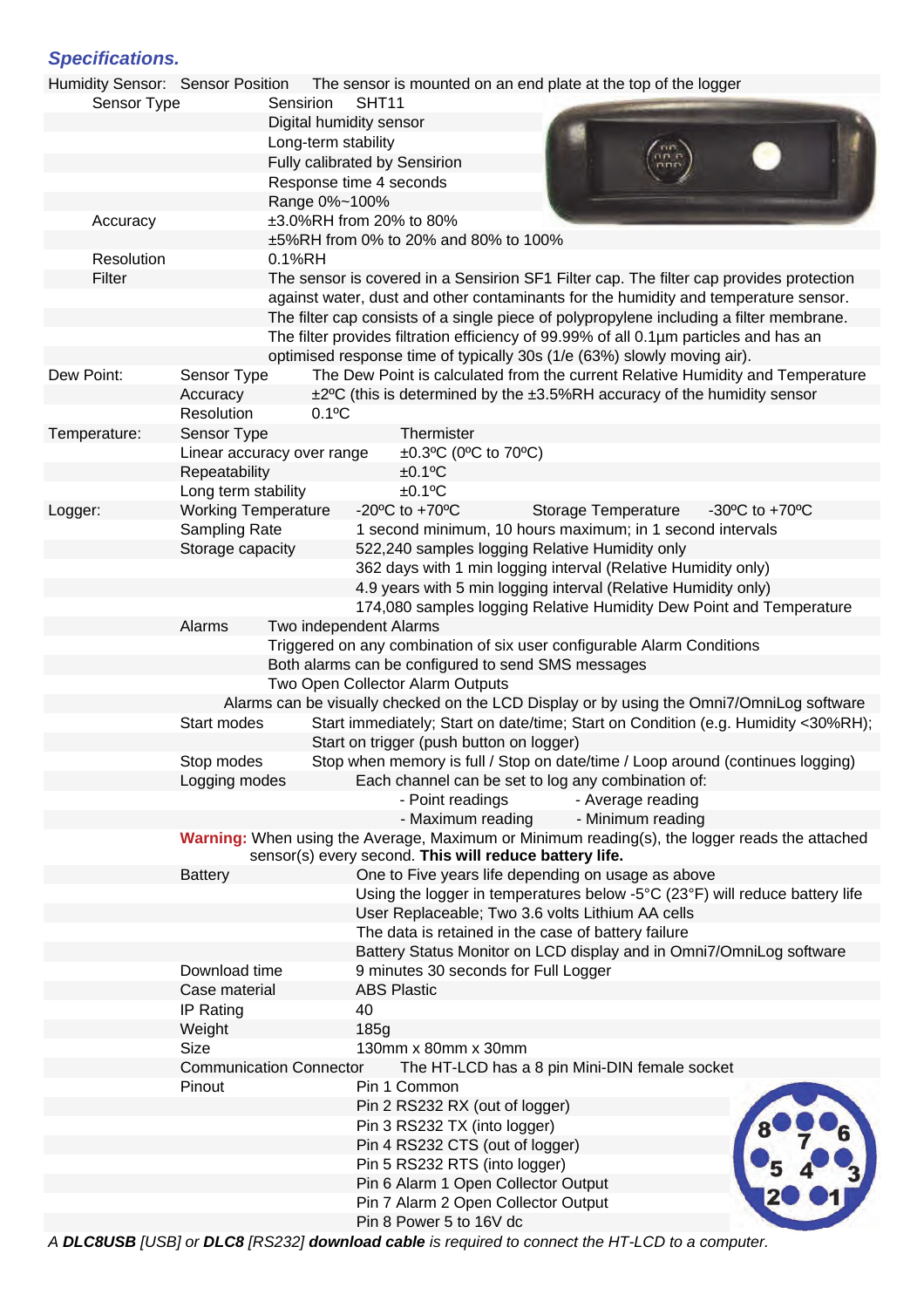## *Specifications.*

| | | |
|---|---|---|
| Humidity Sensor: | Sensor Position | The sensor is mounted on an end plate at the top of the logger |
| Sensor Type | | Sensirion SHT11 |
| | | Digital humidity sensor |
| | | Long-term stability |
| | | Fully calibrated by Sensirion |
| | | Response time 4 seconds |
| | | Range 0%~100% |
| Accuracy | | ±3.0%RH from 20% to 80% |
| | | ±5%RH from 0% to 20% and 80% to 100% |
| Resolution | | 0.1%RH |
| Filter | | The sensor is covered in a Sensirion SF1 Filter cap. The filter cap provides protection against water, dust and other contaminants for the humidity and temperature sensor. The filter cap consists of a single piece of polypropylene including a filter membrane. The filter provides filtration efficiency of 99.99% of all 0.1µm particles and has an optimised response time of typically 30s (1/e (63%) slowly moving air). |
| Dew Point: | Sensor Type | The Dew Point is calculated from the current Relative Humidity and Temperature |
| | Accuracy | ±2ºC (this is determined by the ±3.5%RH accuracy of the humidity sensor |
| | Resolution | 0.1ºC |
| Temperature: | Sensor Type | Thermister |
| | Linear accuracy over range | ±0.3ºC (0ºC to 70ºC) |
| | Repeatability | ±0.1ºC |
| | Long term stability | ±0.1ºC |
| Logger: | Working Temperature | -20ºC to +70ºC Storage Temperature -30ºC to +70ºC |
| | Sampling Rate | 1 second minimum, 10 hours maximum; in 1 second intervals |
| | Storage capacity | 522,240 samples logging Relative Humidity only |
| | | 362 days with 1 min logging interval (Relative Humidity only) |
| | | 4.9 years with 5 min logging interval (Relative Humidity only) |
| | | 174,080 samples logging Relative Humidity Dew Point and Temperature |
| | Alarms | Two independent Alarms |
| | | Triggered on any combination of six user configurable Alarm Conditions |
| | | Both alarms can be configured to send SMS messages |
| | | Two Open Collector Alarm Outputs |
| | | Alarms can be visually checked on the LCD Display or by using the Omni7/OmniLog software |
| | Start modes | Start immediately; Start on date/time; Start on Condition (e.g. Humidity <30%RH); Start on trigger (push button on logger) |
| | Stop modes | Stop when memory is full / Stop on date/time / Loop around (continues logging) |
| | Logging modes | Each channel can be set to log any combination of: |
| | | - Point readings - Average reading |
| | | - Maximum reading - Minimum reading |

**Warning:** When using the Average, Maximum or Minimum reading(s), the logger reads the attached sensor(s) every second. **This will reduce battery life.**

| | | |
|---|---|---|
| | Battery | One to Five years life depending on usage as above |
| | | Using the logger in temperatures below -5°C (23°F) will reduce battery life |
| | | User Replaceable; Two 3.6 volts Lithium AA cells |
| | | The data is retained in the case of battery failure |
| | | Battery Status Monitor on LCD display and in Omni7/OmniLog software |
| | Download time | 9 minutes 30 seconds for Full Logger |
| | Case material | ABS Plastic |
| | IP Rating | 40 |
| | Weight | 185g |
| | Size | 130mm x 80mm x 30mm |
| | Communication Connector | The HT-LCD has a 8 pin Mini-DIN female socket |
| | Pinout | Pin 1 Common |
| | | Pin 2 RS232 RX (out of logger) |
| | | Pin 3 RS232 TX (into logger) |
| | | Pin 4 RS232 CTS (out of logger) |
| | | Pin 5 RS232 RTS (into logger) |
| | | Pin 6 Alarm 1 Open Collector Output |
| | | Pin 7 Alarm 2 Open Collector Output |
| | | Pin 8 Power 5 to 16V dc |

*A **DLC8USB** [USB] or **DLC8** [RS232] **download cable** is required to connect the HT-LCD to a computer.*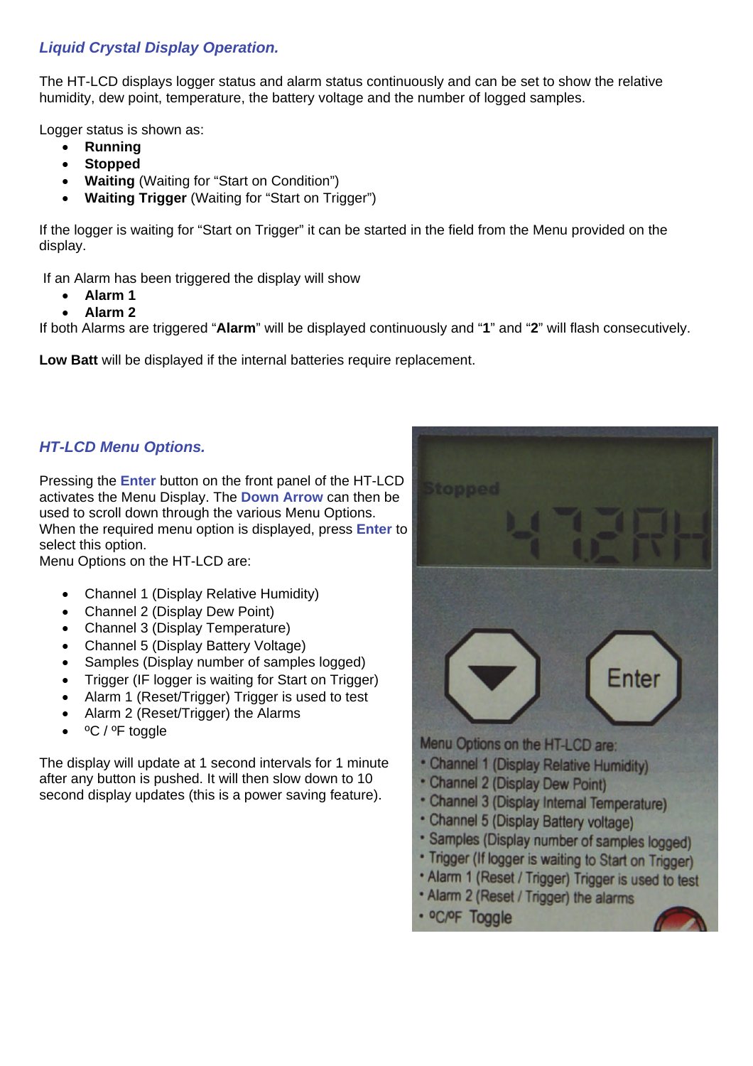## *Liquid Crystal Display Operation.*

The HT-LCD displays logger status and alarm status continuously and can be set to show the relative humidity, dew point, temperature, the battery voltage and the number of logged samples.

Logger status is shown as:

- **Running**
- **Stopped**
- **Waiting** (Waiting for "Start on Condition")
- **Waiting Trigger** (Waiting for "Start on Trigger")

If the logger is waiting for "Start on Trigger" it can be started in the field from the Menu provided on the display.

If an Alarm has been triggered the display will show

- **Alarm 1**
- **Alarm 2**

If both Alarms are triggered "**Alarm**" will be displayed continuously and "**1**" and "**2**" will flash consecutively.

**Low Batt** will be displayed if the internal batteries require replacement.

## *HT-LCD Menu Options.*

Pressing the **Enter** button on the front panel of the HT-LCD activates the Menu Display. The **Down Arrow** can then be used to scroll down through the various Menu Options. When the required menu option is displayed, press **Enter** to select this option.
Menu Options on the HT-LCD are:

- Channel 1 (Display Relative Humidity)
- Channel 2 (Display Dew Point)
- Channel 3 (Display Temperature)
- Channel 5 (Display Battery Voltage)
- Samples (Display number of samples logged)
- Trigger (IF logger is waiting for Start on Trigger)
- Alarm 1 (Reset/Trigger) Trigger is used to test
- Alarm 2 (Reset/Trigger) the Alarms
- ºC / ºF toggle

The display will update at 1 second intervals for 1 minute after any button is pushed. It will then slow down to 10 second display updates (this is a power saving feature).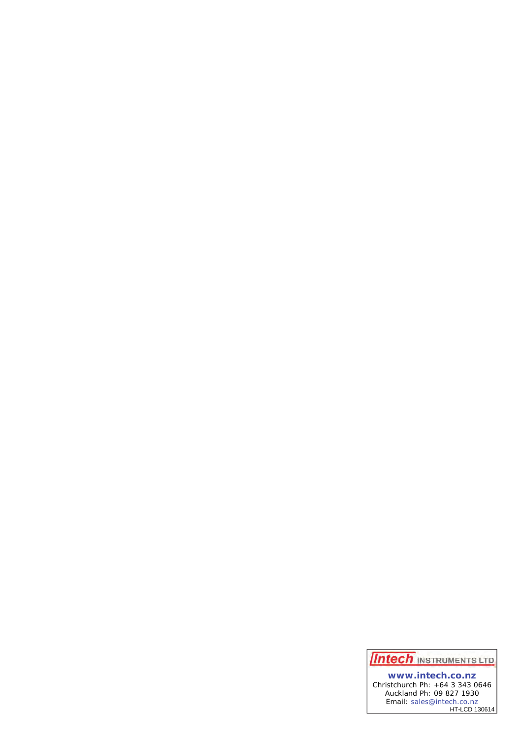**Intech** INSTRUMENTS LTD

**www.intech.co.nz**

Christchurch Ph: +64 3 343 0646

Auckland Ph: 09 827 1930

Email: sales@intech.co.nz

HT-LCD 130614